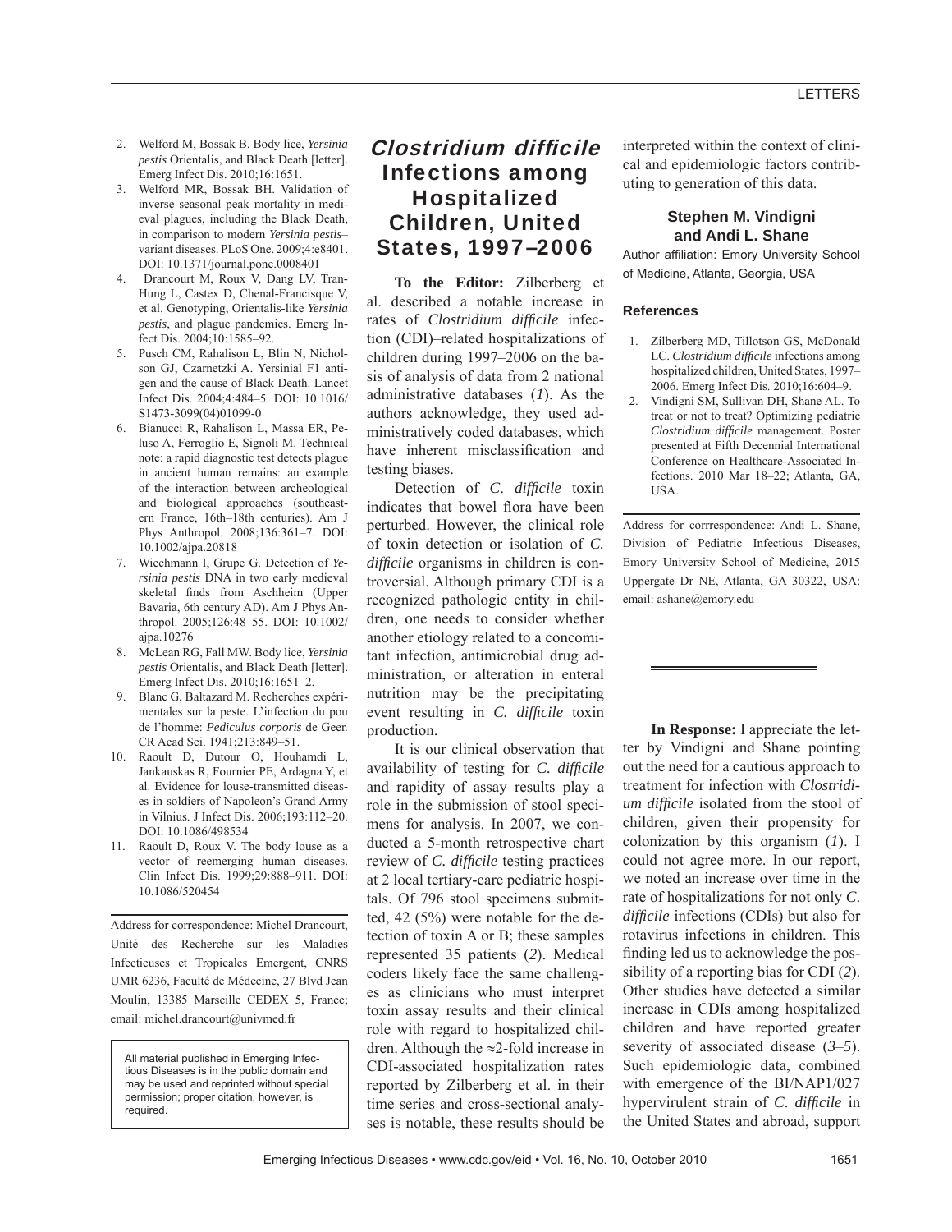2. Welford M, Bossak B. Body lice, *Yersinia pestis* Orientalis, and Black Death [letter]. Emerg Infect Dis. 2010;16:1651.
3. Welford MR, Bossak BH. Validation of inverse seasonal peak mortality in medieval plagues, including the Black Death, in comparison to modern *Yersinia pestis*–variant diseases. PLoS One. 2009;4:e8401. DOI: 10.1371/journal.pone.0008401
4. Drancourt M, Roux V, Dang LV, Tran-Hung L, Castex D, Chenal-Francisque V, et al. Genotyping, Orientalis-like *Yersinia pestis*, and plague pandemics. Emerg Infect Dis. 2004;10:1585–92.
5. Pusch CM, Rahalison L, Blin N, Nicholson GJ, Czarnetzki A. Yersinial F1 antigen and the cause of Black Death. Lancet Infect Dis. 2004;4:484–5. DOI: 10.1016/S1473-3099(04)01099-0
6. Bianucci R, Rahalison L, Massa ER, Peluso A, Ferroglio E, Signoli M. Technical note: a rapid diagnostic test detects plague in ancient human remains: an example of the interaction between archeological and biological approaches (southeastern France, 16th–18th centuries). Am J Phys Anthropol. 2008;136:361–7. DOI: 10.1002/ajpa.20818
7. Wiechmann I, Grupe G. Detection of *Yersinia pestis* DNA in two early medieval skeletal finds from Aschheim (Upper Bavaria, 6th century AD). Am J Phys Anthropol. 2005;126:48–55. DOI: 10.1002/ajpa.10276
8. McLean RG, Fall MW. Body lice, *Yersinia pestis* Orientalis, and Black Death [letter]. Emerg Infect Dis. 2010;16:1651–2.
9. Blanc G, Baltazard M. Recherches expérimentales sur la peste. L'infection du pou de l'homme: *Pediculus corporis* de Geer. CR Acad Sci. 1941;213:849–51.
10. Raoult D, Dutour O, Houhamdi L, Jankauskas R, Fournier PE, Ardagna Y, et al. Evidence for louse-transmitted diseases in soldiers of Napoleon's Grand Army in Vilnius. J Infect Dis. 2006;193:112–20. DOI: 10.1086/498534
11. Raoult D, Roux V. The body louse as a vector of reemerging human diseases. Clin Infect Dis. 1999;29:888–911. DOI: 10.1086/520454

Address for correspondence: Michel Drancourt, Unité des Recherche sur les Maladies Infectieuses et Tropicales Emergent, CNRS UMR 6236, Faculté de Médecine, 27 Blvd Jean Moulin, 13385 Marseille CEDEX 5, France; email: michel.drancourt@univmed.fr

All material published in Emerging Infectious Diseases is in the public domain and may be used and reprinted without special permission; proper citation, however, is required.

# *Clostridium difficile* Infections among Hospitalized Children, United States, 1997–2006

**To the Editor:** Zilberberg et al. described a notable increase in rates of *Clostridium difficile* infection (CDI)–related hospitalizations of children during 1997–2006 on the basis of analysis of data from 2 national administrative databases (*1*). As the authors acknowledge, they used administratively coded databases, which have inherent misclassification and testing biases.

Detection of *C. difficile* toxin indicates that bowel flora have been perturbed. However, the clinical role of toxin detection or isolation of *C. difficile* organisms in children is controversial. Although primary CDI is a recognized pathologic entity in children, one needs to consider whether another etiology related to a concomitant infection, antimicrobial drug administration, or alteration in enteral nutrition may be the precipitating event resulting in *C. difficile* toxin production.

It is our clinical observation that availability of testing for *C. difficile* and rapidity of assay results play a role in the submission of stool specimens for analysis. In 2007, we conducted a 5-month retrospective chart review of *C. difficile* testing practices at 2 local tertiary-care pediatric hospitals. Of 796 stool specimens submitted, 42 (5%) were notable for the detection of toxin A or B; these samples represented 35 patients (*2*). Medical coders likely face the same challenges as clinicians who must interpret toxin assay results and their clinical role with regard to hospitalized children. Although the ≈2-fold increase in CDI-associated hospitalization rates reported by Zilberberg et al. in their time series and cross-sectional analyses is notable, these results should be interpreted within the context of clinical and epidemiologic factors contributing to generation of this data.

**Stephen M. Vindigni and Andi L. Shane**

Author affiliation: Emory University School of Medicine, Atlanta, Georgia, USA

### References

1. Zilberberg MD, Tillotson GS, McDonald LC. *Clostridium difficile* infections among hospitalized children, United States, 1997–2006. Emerg Infect Dis. 2010;16:604–9.
2. Vindigni SM, Sullivan DH, Shane AL. To treat or not to treat? Optimizing pediatric *Clostridium difficile* management. Poster presented at Fifth Decennial International Conference on Healthcare-Associated Infections. 2010 Mar 18–22; Atlanta, GA, USA.

Address for corrrespondence: Andi L. Shane, Division of Pediatric Infectious Diseases, Emory University School of Medicine, 2015 Uppergate Dr NE, Atlanta, GA 30322, USA: email: ashane@emory.edu

---

**In Response:** I appreciate the letter by Vindigni and Shane pointing out the need for a cautious approach to treatment for infection with *Clostridium difficile* isolated from the stool of children, given their propensity for colonization by this organism (*1*). I could not agree more. In our report, we noted an increase over time in the rate of hospitalizations for not only *C. difficile* infections (CDIs) but also for rotavirus infections in children. This finding led us to acknowledge the possibility of a reporting bias for CDI (*2*). Other studies have detected a similar increase in CDIs among hospitalized children and have reported greater severity of associated disease (*3*–*5*). Such epidemiologic data, combined with emergence of the BI/NAP1/027 hypervirulent strain of *C. difficile* in the United States and abroad, support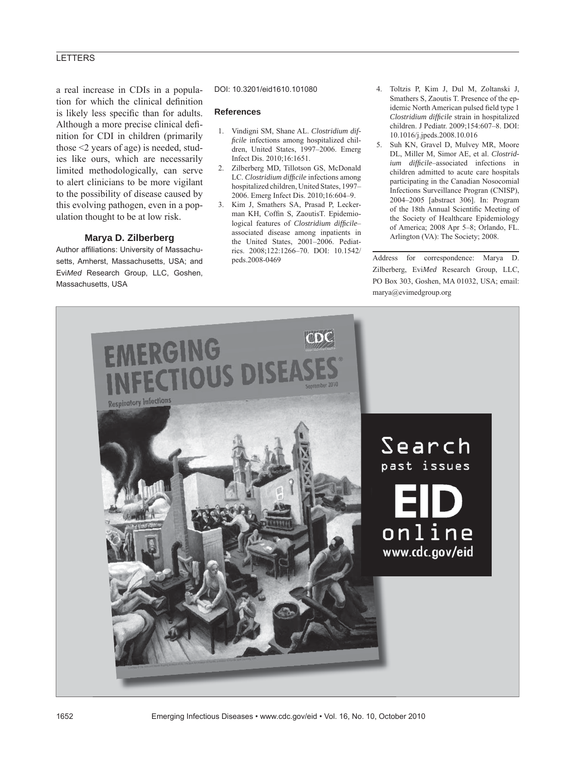a real increase in CDIs in a population for which the clinical definition is likely less specific than for adults. Although a more precise clinical definition for CDI in children (primarily those <2 years of age) is needed, studies like ours, which are necessarily limited methodologically, can serve to alert clinicians to be more vigilant to the possibility of disease caused by this evolving pathogen, even in a population thought to be at low risk.

**Marya D. Zilberberg**

Author affiliations: University of Massachusetts, Amherst, Massachusetts, USA; and Evi*Med* Research Group, LLC, Goshen, Massachusetts, USA

DOI: 10.3201/eid1610.101080

### References

1. Vindigni SM, Shane AL. *Clostridium difficile* infections among hospitalized children, United States, 1997–2006. Emerg Infect Dis. 2010;16:1651.
2. Zilberberg MD, Tillotson GS, McDonald LC. *Clostridium difficile* infections among hospitalized children, United States, 1997–2006. Emerg Infect Dis. 2010;16:604–9.
3. Kim J, Smathers SA, Prasad P, Leckerman KH, Coffin S, ZaoutisT. Epidemiological features of *Clostridium difficile*–associated disease among inpatients in the United States, 2001–2006. Pediatrics. 2008;122:1266–70. DOI: 10.1542/peds.2008-0469
4. Toltzis P, Kim J, Dul M, Zoltanski J, Smathers S, Zaoutis T. Presence of the epidemic North American pulsed field type 1 *Clostridium difficile* strain in hospitalized children. J Pediatr. 2009;154:607–8. DOI: 10.1016/j.jpeds.2008.10.016
5. Suh KN, Gravel D, Mulvey MR, Moore DL, Miller M, Simor AE, et al. *Clostridium difficile*–associated infections in children admitted to acute care hospitals participating in the Canadian Nosocomial Infections Surveillance Progran (CNISP), 2004–2005 [abstract 306]. In: Program of the 18th Annual Scientific Meeting of the Society of Healthcare Epidemiology of America; 2008 Apr 5–8; Orlando, FL. Arlington (VA): The Society; 2008.

Address for correspondence: Marya D. Zilberberg, Evi*Med* Research Group, LLC, PO Box 303, Goshen, MA 01032, USA; email: marya@evimedgroup.org

Search past issues

EID online

www.cdc.gov/eid